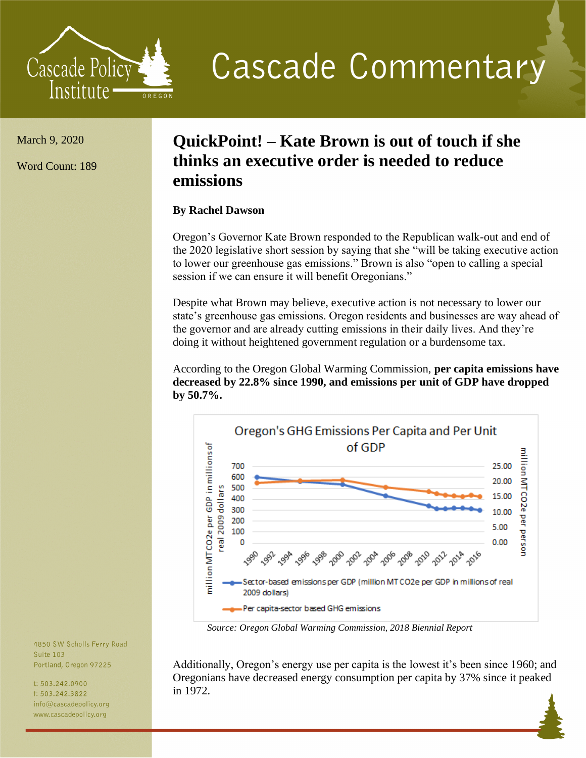# Cascade Commentary

March 9, 2020

Word Count: 189

## QuickPoint! – Kate Brown is out of touch if she thinks an executive order is needed to reduce emissions

**By Rachel Dawson**

Oregon's Governor Kate Brown responded to the Republican walk-out and end of the 2020 legislative short session by saying that she "will be taking executive action to lower our greenhouse gas emissions." Brown is also "open to calling a special session if we can ensure it will benefit Oregonians."

Despite what Brown may believe, executive action is not necessary to lower our state's greenhouse gas emissions. Oregon residents and businesses are way ahead of the governor and are already cutting emissions in their daily lives. And they're doing it without heightened government regulation or a burdensome tax.

According to the Oregon Global Warming Commission, **per capita emissions have decreased by 22.8% since 1990, and emissions per unit of GDP have dropped by 50.7%.**

Oregon's GHG Emissions Per Capita and Per Unit of GDP

Legend: Sector-based emissions per GDP (million MT CO2e per GDP in millions of real 2009 dollars); Per capita-sector based GHG emissions

*Source: Oregon Global Warming Commission, 2018 Biennial Report*

Additionally, Oregon's energy use per capita is the lowest it's been since 1960; and Oregonians have decreased energy consumption per capita by 37% since it peaked in 1972.

4850 SW Scholls Ferry Road
Suite 103
Portland, Oregon 97225

t: 503.242.0900
f: 503.242.3822
info@cascadepolicy.org
www.cascadepolicy.org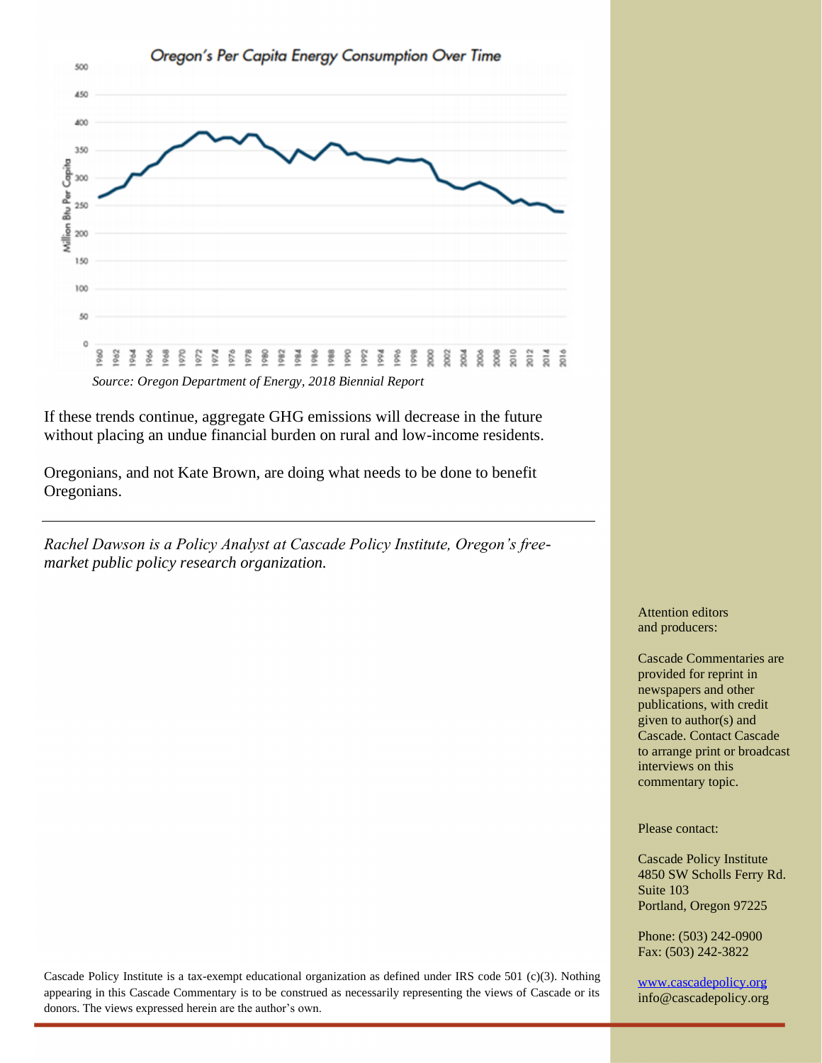Oregon's Per Capita Energy Consumption Over Time

Million Btu Per Capita

500
450
400
350
300
250
200
150
100
50
0

1960 1962 1964 1966 1968 1970 1972 1974 1976 1978 1980 1982 1984 1986 1988 1990 1992 1994 1996 1998 2000 2002 2004 2006 2008 2010 2012 2014 2016

*Source: Oregon Department of Energy, 2018 Biennial Report*

If these trends continue, aggregate GHG emissions will decrease in the future without placing an undue financial burden on rural and low-income residents.

Oregonians, and not Kate Brown, are doing what needs to be done to benefit Oregonians.

---

*Rachel Dawson is a Policy Analyst at Cascade Policy Institute, Oregon's free-market public policy research organization.*

Attention editors and producers:

Cascade Commentaries are provided for reprint in newspapers and other publications, with credit given to author(s) and Cascade. Contact Cascade to arrange print or broadcast interviews on this commentary topic.

Please contact:

Cascade Policy Institute
4850 SW Scholls Ferry Rd.
Suite 103
Portland, Oregon 97225

Phone: (503) 242-0900
Fax: (503) 242-3822

www.cascadepolicy.org
info@cascadepolicy.org

Cascade Policy Institute is a tax-exempt educational organization as defined under IRS code 501 (c)(3). Nothing appearing in this Cascade Commentary is to be construed as necessarily representing the views of Cascade or its donors. The views expressed herein are the author's own.